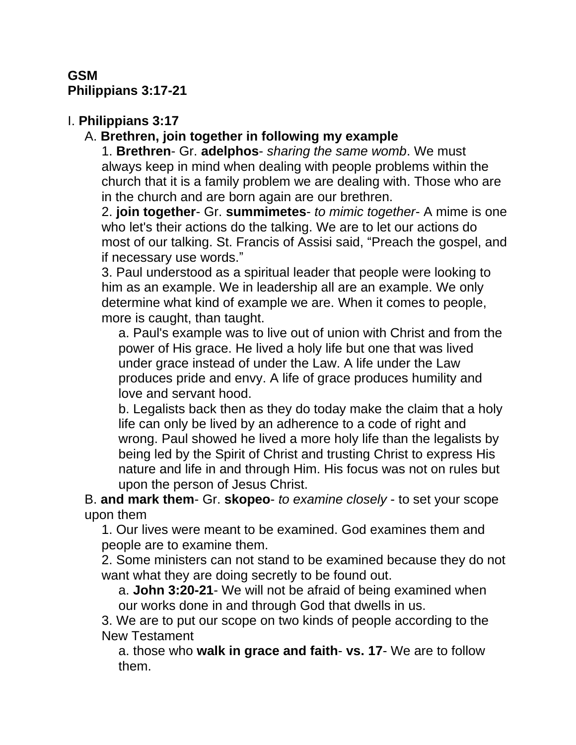**GSM**
**Philippians 3:17-21**

I. **Philippians 3:17**

A. **Brethren, join together in following my example**

1. **Brethren**- Gr. **adelphos**- *sharing the same womb*. We must always keep in mind when dealing with people problems within the church that it is a family problem we are dealing with. Those who are in the church and are born again are our brethren.

2. **join together**- Gr. **summimetes**- *to mimic together*- A mime is one who let's their actions do the talking. We are to let our actions do most of our talking. St. Francis of Assisi said, “Preach the gospel, and if necessary use words.”

3. Paul understood as a spiritual leader that people were looking to him as an example. We in leadership all are an example. We only determine what kind of example we are. When it comes to people, more is caught, than taught.

a. Paul's example was to live out of union with Christ and from the power of His grace. He lived a holy life but one that was lived under grace instead of under the Law. A life under the Law produces pride and envy. A life of grace produces humility and love and servant hood.

b. Legalists back then as they do today make the claim that a holy life can only be lived by an adherence to a code of right and wrong. Paul showed he lived a more holy life than the legalists by being led by the Spirit of Christ and trusting Christ to express His nature and life in and through Him. His focus was not on rules but upon the person of Jesus Christ.

B. **and mark them**- Gr. **skopeo**- *to examine closely* - to set your scope upon them

1. Our lives were meant to be examined. God examines them and people are to examine them.

2. Some ministers can not stand to be examined because they do not want what they are doing secretly to be found out.

a. **John 3:20-21**- We will not be afraid of being examined when our works done in and through God that dwells in us.

3. We are to put our scope on two kinds of people according to the New Testament

a. those who **walk in grace and faith**- **vs. 17**- We are to follow them.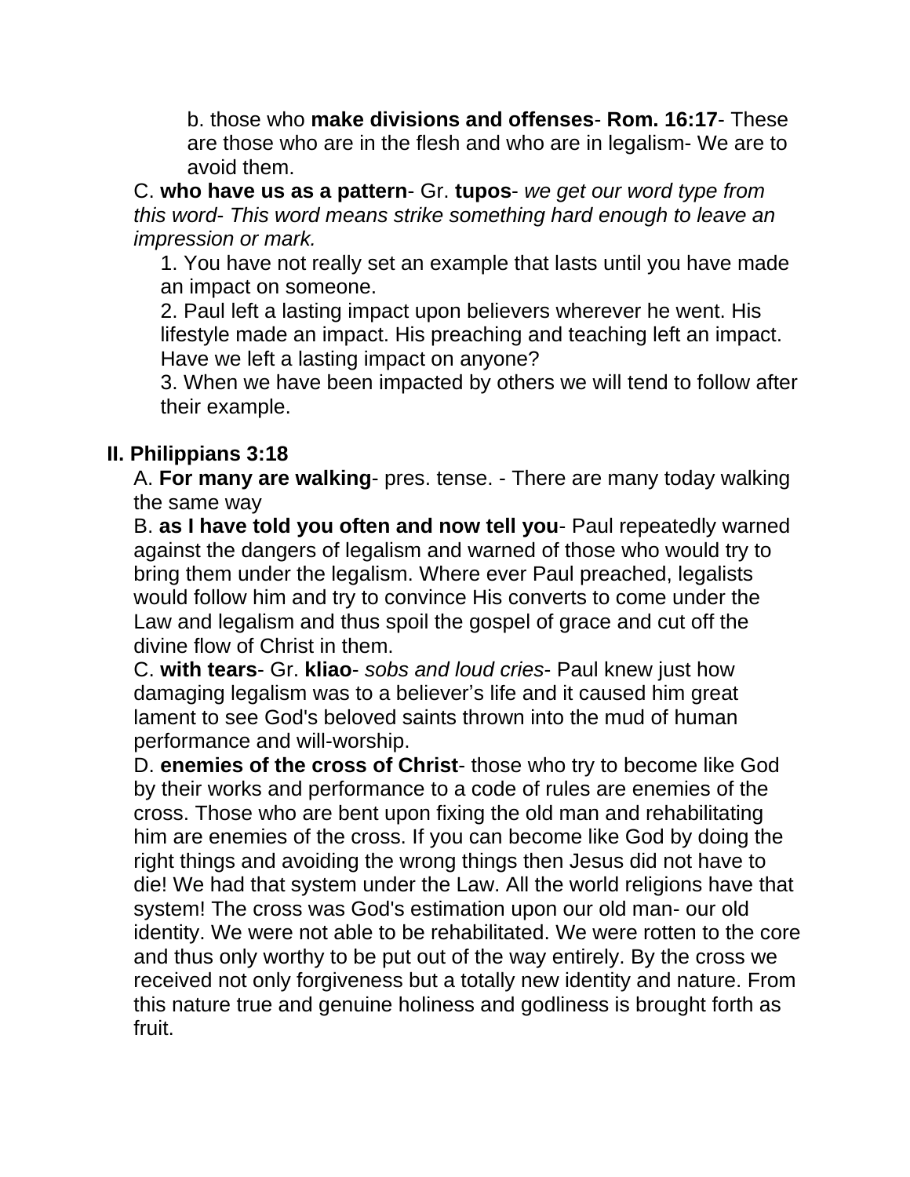b. those who **make divisions and offenses**- **Rom. 16:17**- These are those who are in the flesh and who are in legalism- We are to avoid them.

C. **who have us as a pattern**- Gr. **tupos**- *we get our word type from this word- This word means strike something hard enough to leave an impression or mark.*

1. You have not really set an example that lasts until you have made an impact on someone.
2. Paul left a lasting impact upon believers wherever he went. His lifestyle made an impact. His preaching and teaching left an impact. Have we left a lasting impact on anyone?
3. When we have been impacted by others we will tend to follow after their example.

## II. Philippians 3:18

A. **For many are walking**- pres. tense. - There are many today walking the same way

B. **as I have told you often and now tell you**- Paul repeatedly warned against the dangers of legalism and warned of those who would try to bring them under the legalism. Where ever Paul preached, legalists would follow him and try to convince His converts to come under the Law and legalism and thus spoil the gospel of grace and cut off the divine flow of Christ in them.

C. **with tears**- Gr. **kliao**- *sobs and loud cries*- Paul knew just how damaging legalism was to a believer's life and it caused him great lament to see God's beloved saints thrown into the mud of human performance and will-worship.

D. **enemies of the cross of Christ**- those who try to become like God by their works and performance to a code of rules are enemies of the cross. Those who are bent upon fixing the old man and rehabilitating him are enemies of the cross. If you can become like God by doing the right things and avoiding the wrong things then Jesus did not have to die! We had that system under the Law. All the world religions have that system! The cross was God's estimation upon our old man- our old identity. We were not able to be rehabilitated. We were rotten to the core and thus only worthy to be put out of the way entirely. By the cross we received not only forgiveness but a totally new identity and nature. From this nature true and genuine holiness and godliness is brought forth as fruit.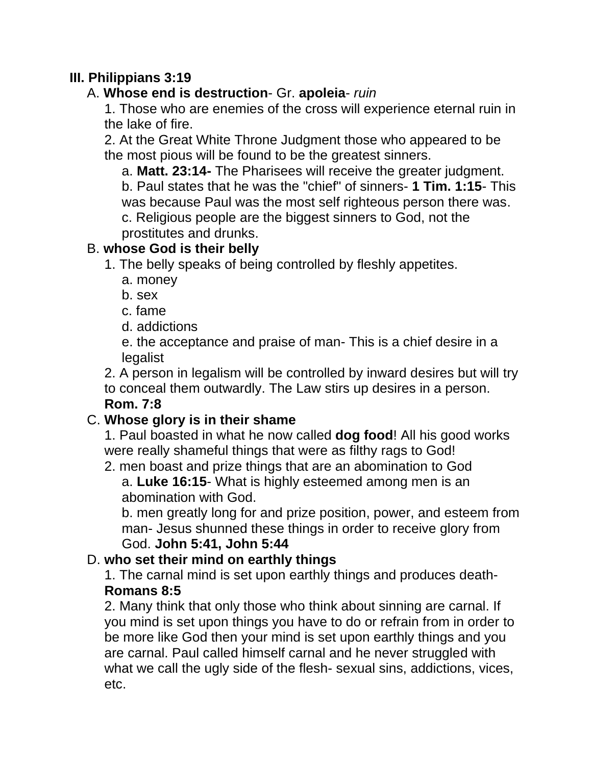## III. Philippians 3:19

A. **Whose end is destruction**- Gr. **apoleia**- *ruin*

1. Those who are enemies of the cross will experience eternal ruin in the lake of fire.
2. At the Great White Throne Judgment those who appeared to be the most pious will be found to be the greatest sinners.
    a. **Matt. 23:14-** The Pharisees will receive the greater judgment.
    b. Paul states that he was the "chief" of sinners- **1 Tim. 1:15**- This was because Paul was the most self righteous person there was.
    c. Religious people are the biggest sinners to God, not the prostitutes and drunks.

B. **whose God is their belly**

1. The belly speaks of being controlled by fleshly appetites.
    a. money
    b. sex
    c. fame
    d. addictions
    e. the acceptance and praise of man- This is a chief desire in a legalist
2. A person in legalism will be controlled by inward desires but will try to conceal them outwardly. The Law stirs up desires in a person. **Rom. 7:8**

C. **Whose glory is in their shame**

1. Paul boasted in what he now called **dog food**! All his good works were really shameful things that were as filthy rags to God!
2. men boast and prize things that are an abomination to God
    a. **Luke 16:15**- What is highly esteemed among men is an abomination with God.
    b. men greatly long for and prize position, power, and esteem from man- Jesus shunned these things in order to receive glory from God. **John 5:41, John 5:44**

D. **who set their mind on earthly things**

1. The carnal mind is set upon earthly things and produces death- **Romans 8:5**
2. Many think that only those who think about sinning are carnal. If you mind is set upon things you have to do or refrain from in order to be more like God then your mind is set upon earthly things and you are carnal. Paul called himself carnal and he never struggled with what we call the ugly side of the flesh- sexual sins, addictions, vices, etc.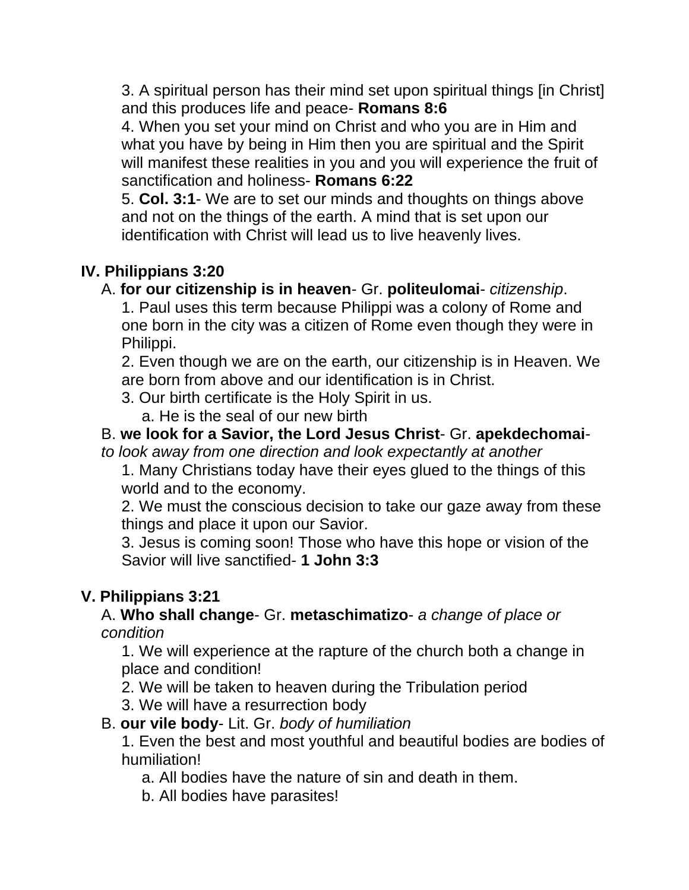3. A spiritual person has their mind set upon spiritual things [in Christ] and this produces life and peace- **Romans 8:6**

4. When you set your mind on Christ and who you are in Him and what you have by being in Him then you are spiritual and the Spirit will manifest these realities in you and you will experience the fruit of sanctification and holiness- **Romans 6:22**

5. **Col. 3:1**- We are to set our minds and thoughts on things above and not on the things of the earth. A mind that is set upon our identification with Christ will lead us to live heavenly lives.

## IV. Philippians 3:20

A. **for our citizenship is in heaven**- Gr. **politeulomai**- *citizenship*.

1. Paul uses this term because Philippi was a colony of Rome and one born in the city was a citizen of Rome even though they were in Philippi.
2. Even though we are on the earth, our citizenship is in Heaven. We are born from above and our identification is in Christ.
3. Our birth certificate is the Holy Spirit in us.
    a. He is the seal of our new birth

B. **we look for a Savior, the Lord Jesus Christ**- Gr. **apekdechomai**- *to look away from one direction and look expectantly at another*

1. Many Christians today have their eyes glued to the things of this world and to the economy.
2. We must the conscious decision to take our gaze away from these things and place it upon our Savior.
3. Jesus is coming soon! Those who have this hope or vision of the Savior will live sanctified- **1 John 3:3**

## V. Philippians 3:21

A. **Who shall change**- Gr. **metaschimatizo**- *a change of place or condition*

1. We will experience at the rapture of the church both a change in place and condition!
2. We will be taken to heaven during the Tribulation period
3. We will have a resurrection body

B. **our vile body**- Lit. Gr. *body of humiliation*

1. Even the best and most youthful and beautiful bodies are bodies of humiliation!
    a. All bodies have the nature of sin and death in them.
    b. All bodies have parasites!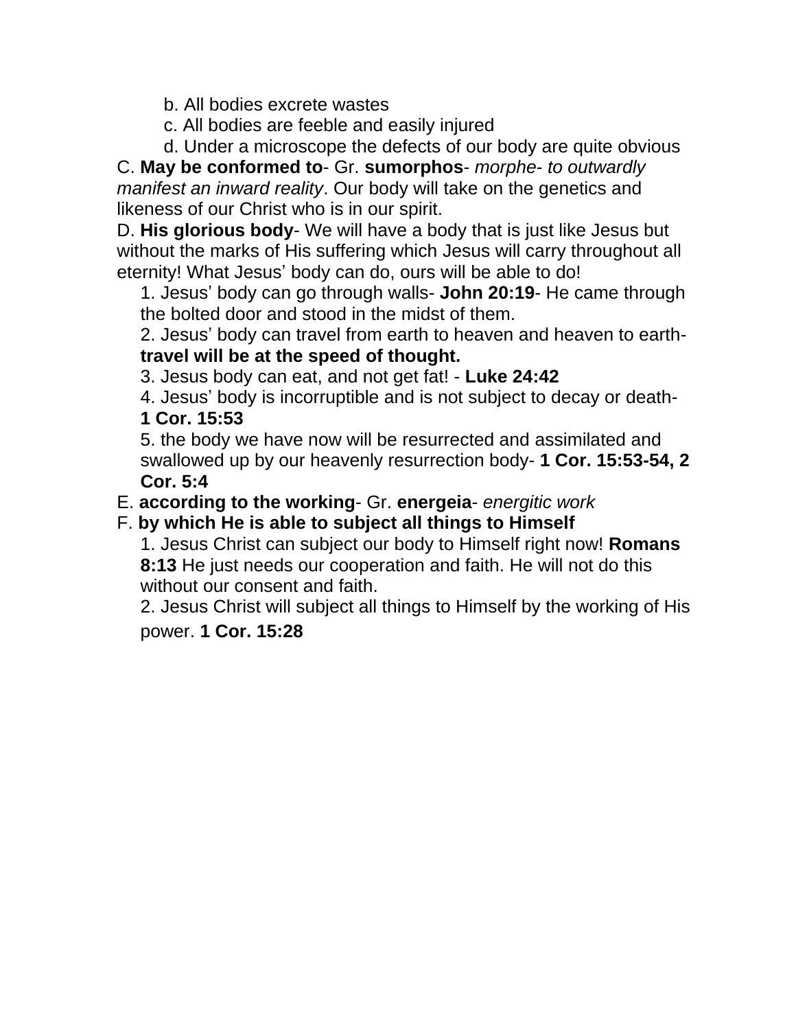b. All bodies excrete wastes

c. All bodies are feeble and easily injured

d. Under a microscope the defects of our body are quite obvious

C. **May be conformed to**- Gr. **sumorphos**- *morphe- to outwardly manifest an inward reality*. Our body will take on the genetics and likeness of our Christ who is in our spirit.

D. **His glorious body**- We will have a body that is just like Jesus but without the marks of His suffering which Jesus will carry throughout all eternity! What Jesus' body can do, ours will be able to do!

1. Jesus' body can go through walls- **John 20:19**- He came through the bolted door and stood in the midst of them.
2. Jesus' body can travel from earth to heaven and heaven to earth- **travel will be at the speed of thought.**
3. Jesus body can eat, and not get fat! - **Luke 24:42**
4. Jesus' body is incorruptible and is not subject to decay or death- **1 Cor. 15:53**
5. the body we have now will be resurrected and assimilated and swallowed up by our heavenly resurrection body- **1 Cor. 15:53-54, 2 Cor. 5:4**

E. **according to the working**- Gr. **energeia**- *energitic work*

F. **by which He is able to subject all things to Himself**

1. Jesus Christ can subject our body to Himself right now! **Romans 8:13** He just needs our cooperation and faith. He will not do this without our consent and faith.
2. Jesus Christ will subject all things to Himself by the working of His power. **1 Cor. 15:28**